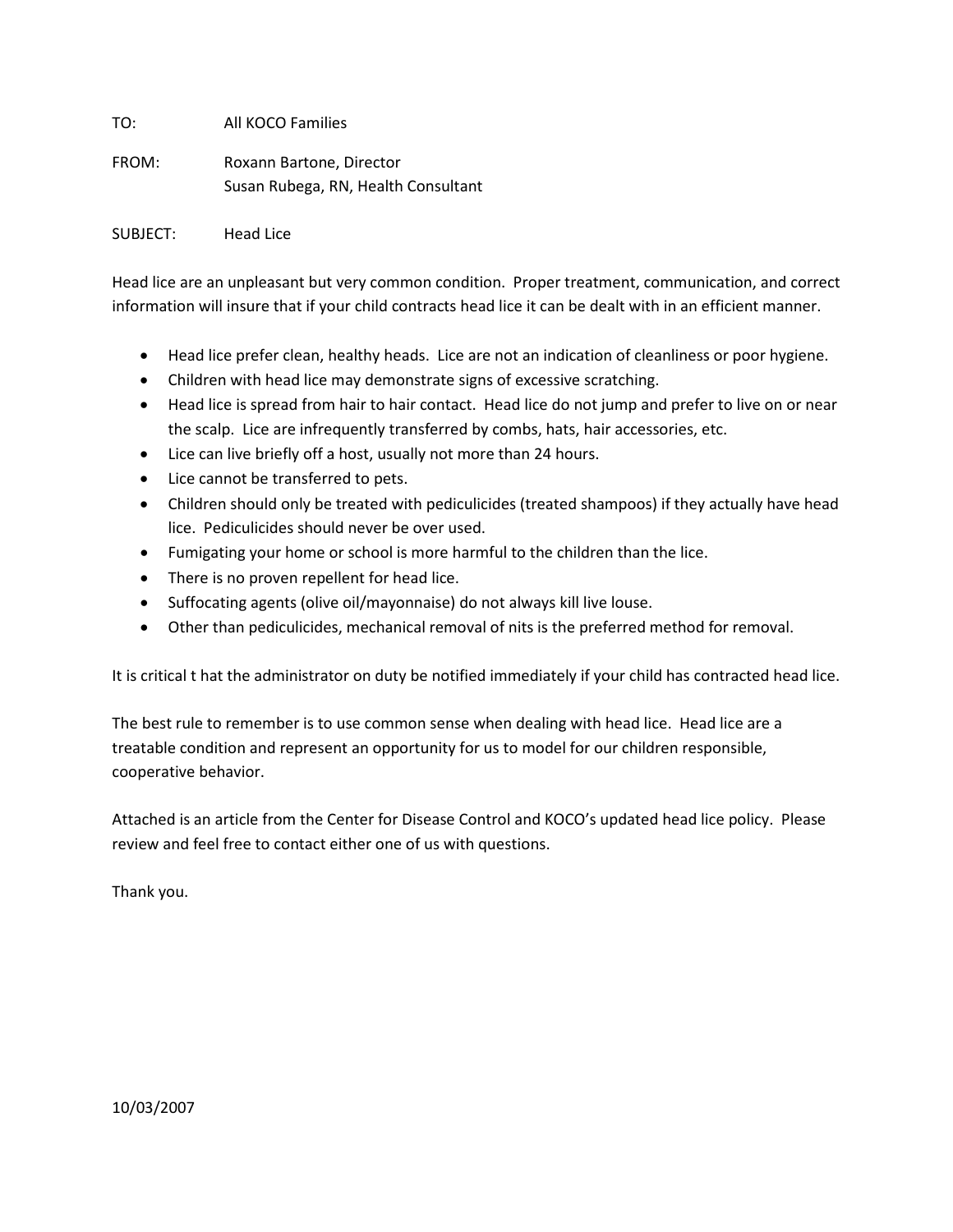TO: All KOCO Families

FROM: Roxann Bartone, Director
Susan Rubega, RN, Health Consultant

SUBJECT: Head Lice

Head lice are an unpleasant but very common condition. Proper treatment, communication, and correct information will insure that if your child contracts head lice it can be dealt with in an efficient manner.

- Head lice prefer clean, healthy heads. Lice are not an indication of cleanliness or poor hygiene.
- Children with head lice may demonstrate signs of excessive scratching.
- Head lice is spread from hair to hair contact. Head lice do not jump and prefer to live on or near the scalp. Lice are infrequently transferred by combs, hats, hair accessories, etc.
- Lice can live briefly off a host, usually not more than 24 hours.
- Lice cannot be transferred to pets.
- Children should only be treated with pediculicides (treated shampoos) if they actually have head lice. Pediculicides should never be over used.
- Fumigating your home or school is more harmful to the children than the lice.
- There is no proven repellent for head lice.
- Suffocating agents (olive oil/mayonnaise) do not always kill live louse.
- Other than pediculicides, mechanical removal of nits is the preferred method for removal.

It is critical t hat the administrator on duty be notified immediately if your child has contracted head lice.

The best rule to remember is to use common sense when dealing with head lice. Head lice are a treatable condition and represent an opportunity for us to model for our children responsible, cooperative behavior.

Attached is an article from the Center for Disease Control and KOCO's updated head lice policy. Please review and feel free to contact either one of us with questions.

Thank you.

10/03/2007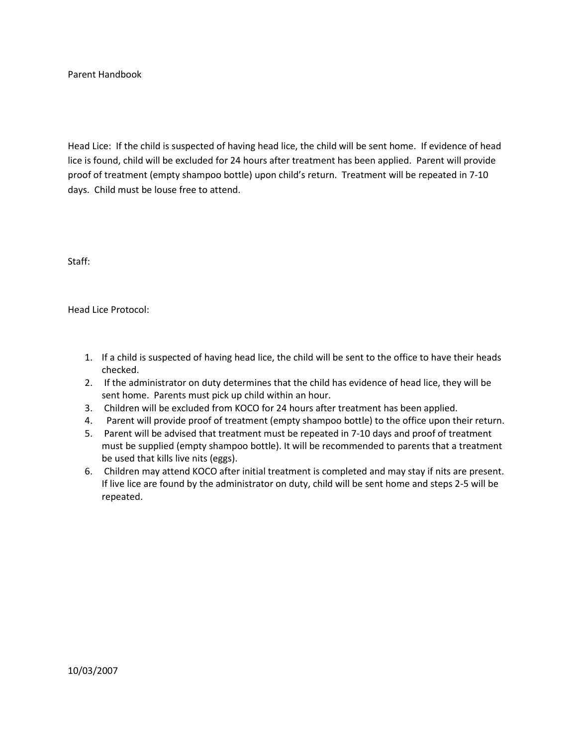Parent Handbook

Head Lice: If the child is suspected of having head lice, the child will be sent home. If evidence of head lice is found, child will be excluded for 24 hours after treatment has been applied. Parent will provide proof of treatment (empty shampoo bottle) upon child's return. Treatment will be repeated in 7-10 days. Child must be louse free to attend.

Staff:

Head Lice Protocol:

1. If a child is suspected of having head lice, the child will be sent to the office to have their heads checked.
2. If the administrator on duty determines that the child has evidence of head lice, they will be sent home. Parents must pick up child within an hour.
3. Children will be excluded from KOCO for 24 hours after treatment has been applied.
4. Parent will provide proof of treatment (empty shampoo bottle) to the office upon their return.
5. Parent will be advised that treatment must be repeated in 7-10 days and proof of treatment must be supplied (empty shampoo bottle). It will be recommended to parents that a treatment be used that kills live nits (eggs).
6. Children may attend KOCO after initial treatment is completed and may stay if nits are present. If live lice are found by the administrator on duty, child will be sent home and steps 2-5 will be repeated.

10/03/2007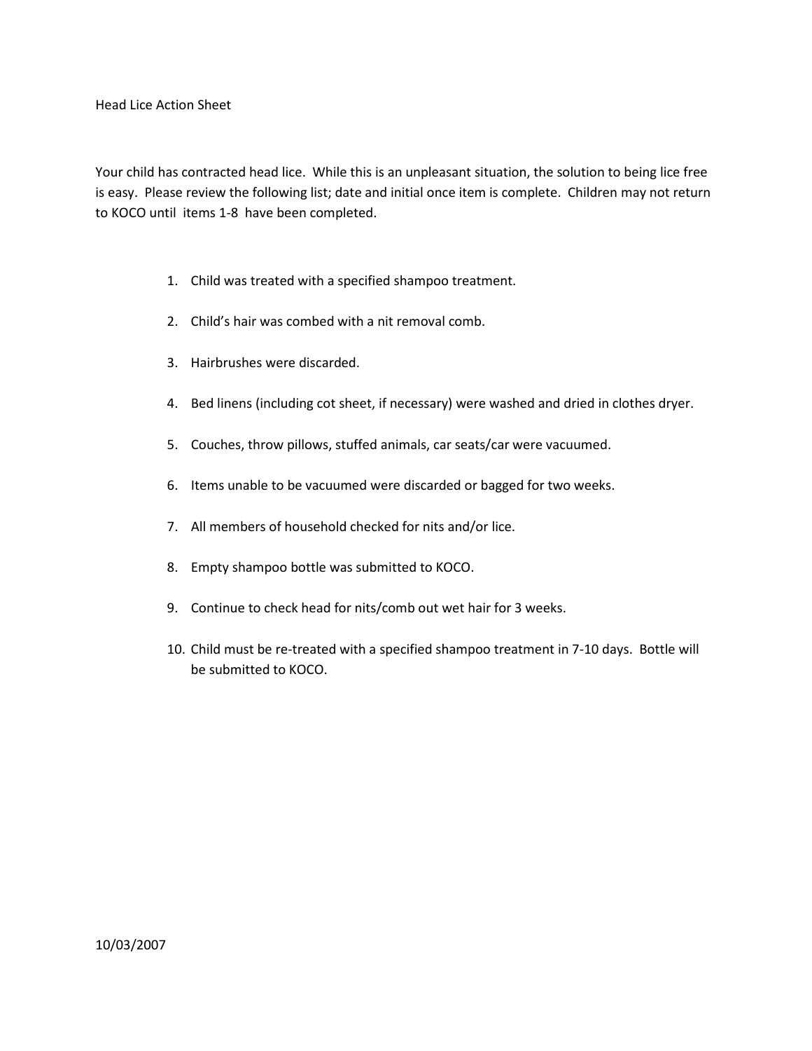# Head Lice Action Sheet

Your child has contracted head lice. While this is an unpleasant situation, the solution to being lice free is easy. Please review the following list; date and initial once item is complete. Children may not return to KOCO until items 1-8 have been completed.

1. Child was treated with a specified shampoo treatment.
2. Child's hair was combed with a nit removal comb.
3. Hairbrushes were discarded.
4. Bed linens (including cot sheet, if necessary) were washed and dried in clothes dryer.
5. Couches, throw pillows, stuffed animals, car seats/car were vacuumed.
6. Items unable to be vacuumed were discarded or bagged for two weeks.
7. All members of household checked for nits and/or lice.
8. Empty shampoo bottle was submitted to KOCO.
9. Continue to check head for nits/comb out wet hair for 3 weeks.
10. Child must be re-treated with a specified shampoo treatment in 7-10 days. Bottle will be submitted to KOCO.

10/03/2007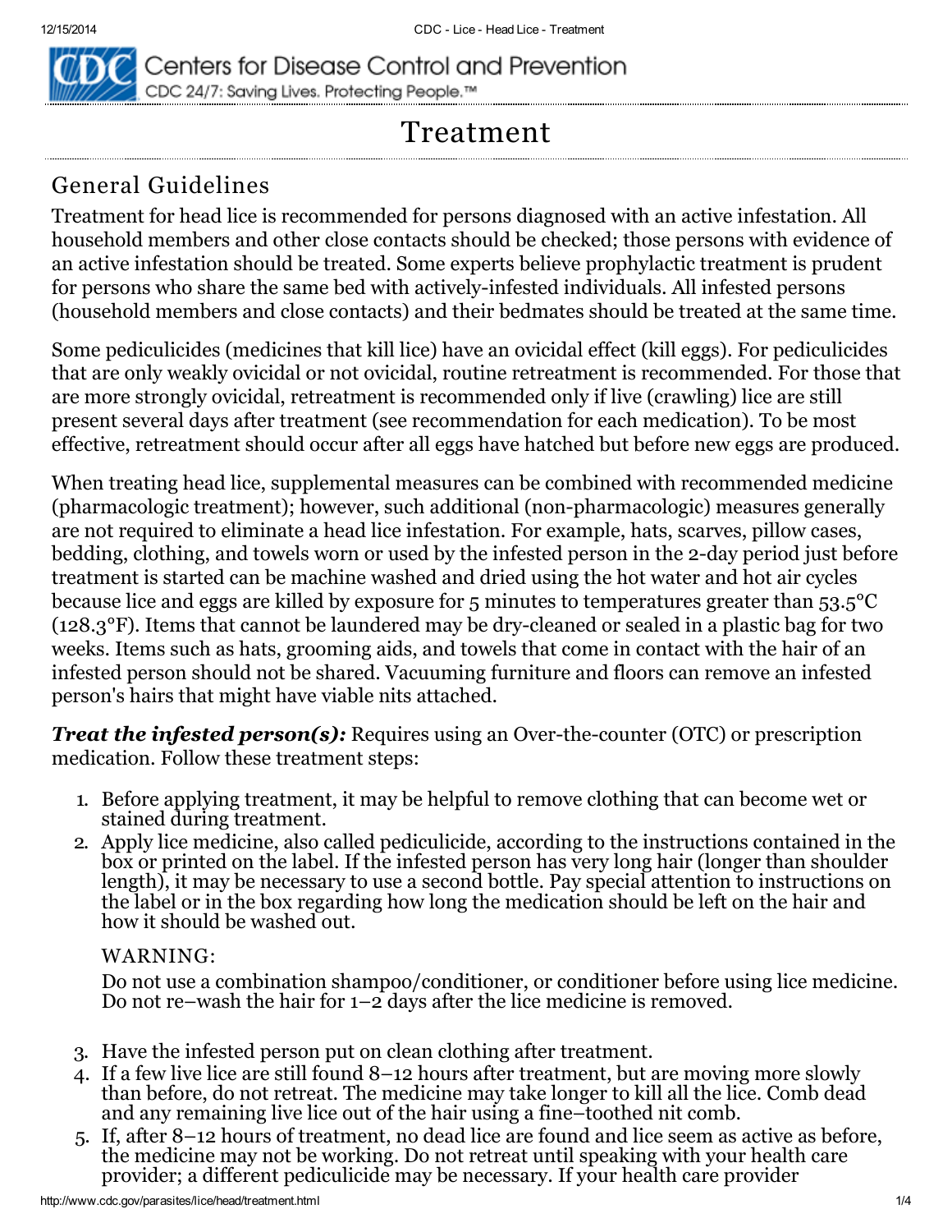# Treatment

## General Guidelines

Treatment for head lice is recommended for persons diagnosed with an active infestation. All household members and other close contacts should be checked; those persons with evidence of an active infestation should be treated. Some experts believe prophylactic treatment is prudent for persons who share the same bed with actively-infested individuals. All infested persons (household members and close contacts) and their bedmates should be treated at the same time.

Some pediculicides (medicines that kill lice) have an ovicidal effect (kill eggs). For pediculicides that are only weakly ovicidal or not ovicidal, routine retreatment is recommended. For those that are more strongly ovicidal, retreatment is recommended only if live (crawling) lice are still present several days after treatment (see recommendation for each medication). To be most effective, retreatment should occur after all eggs have hatched but before new eggs are produced.

When treating head lice, supplemental measures can be combined with recommended medicine (pharmacologic treatment); however, such additional (non-pharmacologic) measures generally are not required to eliminate a head lice infestation. For example, hats, scarves, pillow cases, bedding, clothing, and towels worn or used by the infested person in the 2-day period just before treatment is started can be machine washed and dried using the hot water and hot air cycles because lice and eggs are killed by exposure for 5 minutes to temperatures greater than 53.5°C (128.3°F). Items that cannot be laundered may be dry-cleaned or sealed in a plastic bag for two weeks. Items such as hats, grooming aids, and towels that come in contact with the hair of an infested person should not be shared. Vacuuming furniture and floors can remove an infested person's hairs that might have viable nits attached.

***Treat the infested person(s):*** Requires using an Over-the-counter (OTC) or prescription medication. Follow these treatment steps:

1. Before applying treatment, it may be helpful to remove clothing that can become wet or stained during treatment.
2. Apply lice medicine, also called pediculicide, according to the instructions contained in the box or printed on the label. If the infested person has very long hair (longer than shoulder length), it may be necessary to use a second bottle. Pay special attention to instructions on the label or in the box regarding how long the medication should be left on the hair and how it should be washed out.

   WARNING:

   Do not use a combination shampoo/conditioner, or conditioner before using lice medicine. Do not re–wash the hair for 1–2 days after the lice medicine is removed.

3. Have the infested person put on clean clothing after treatment.
4. If a few live lice are still found 8–12 hours after treatment, but are moving more slowly than before, do not retreat. The medicine may take longer to kill all the lice. Comb dead and any remaining live lice out of the hair using a fine–toothed nit comb.
5. If, after 8–12 hours of treatment, no dead lice are found and lice seem as active as before, the medicine may not be working. Do not retreat until speaking with your health care provider; a different pediculicide may be necessary. If your health care provider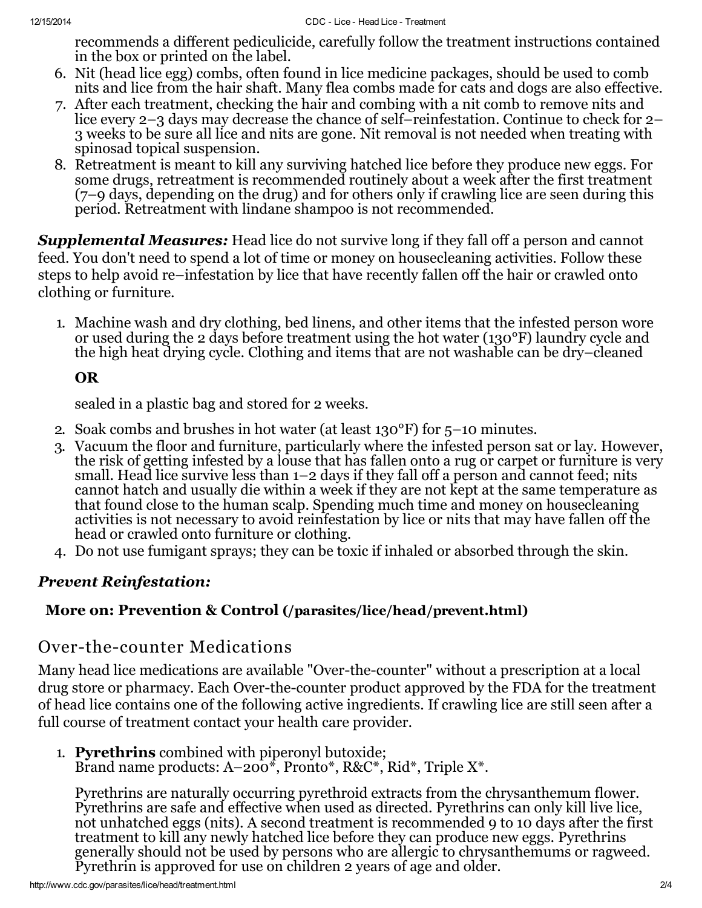recommends a different pediculicide, carefully follow the treatment instructions contained in the box or printed on the label.

6. Nit (head lice egg) combs, often found in lice medicine packages, should be used to comb nits and lice from the hair shaft. Many flea combs made for cats and dogs are also effective.
7. After each treatment, checking the hair and combing with a nit comb to remove nits and lice every 2–3 days may decrease the chance of self–reinfestation. Continue to check for 2–3 weeks to be sure all lice and nits are gone. Nit removal is not needed when treating with spinosad topical suspension.
8. Retreatment is meant to kill any surviving hatched lice before they produce new eggs. For some drugs, retreatment is recommended routinely about a week after the first treatment (7–9 days, depending on the drug) and for others only if crawling lice are seen during this period. Retreatment with lindane shampoo is not recommended.

***Supplemental Measures:*** Head lice do not survive long if they fall off a person and cannot feed. You don't need to spend a lot of time or money on housecleaning activities. Follow these steps to help avoid re–infestation by lice that have recently fallen off the hair or crawled onto clothing or furniture.

1. Machine wash and dry clothing, bed linens, and other items that the infested person wore or used during the 2 days before treatment using the hot water (130°F) laundry cycle and the high heat drying cycle. Clothing and items that are not washable can be dry–cleaned

   **OR**

   sealed in a plastic bag and stored for 2 weeks.
2. Soak combs and brushes in hot water (at least 130°F) for 5–10 minutes.
3. Vacuum the floor and furniture, particularly where the infested person sat or lay. However, the risk of getting infested by a louse that has fallen onto a rug or carpet or furniture is very small. Head lice survive less than 1–2 days if they fall off a person and cannot feed; nits cannot hatch and usually die within a week if they are not kept at the same temperature as that found close to the human scalp. Spending much time and money on housecleaning activities is not necessary to avoid reinfestation by lice or nits that may have fallen off the head or crawled onto furniture or clothing.
4. Do not use fumigant sprays; they can be toxic if inhaled or absorbed through the skin.

### *Prevent Reinfestation:*

**More on: Prevention & Control (/parasites/lice/head/prevent.html)**

## Over-the-counter Medications

Many head lice medications are available "Over-the-counter" without a prescription at a local drug store or pharmacy. Each Over-the-counter product approved by the FDA for the treatment of head lice contains one of the following active ingredients. If crawling lice are still seen after a full course of treatment contact your health care provider.

1. **Pyrethrins** combined with piperonyl butoxide;
   Brand name products: A–200*, Pronto*, R&C*, Rid*, Triple X*.

   Pyrethrins are naturally occurring pyrethroid extracts from the chrysanthemum flower. Pyrethrins are safe and effective when used as directed. Pyrethrins can only kill live lice, not unhatched eggs (nits). A second treatment is recommended 9 to 10 days after the first treatment to kill any newly hatched lice before they can produce new eggs. Pyrethrins generally should not be used by persons who are allergic to chrysanthemums or ragweed. Pyrethrin is approved for use on children 2 years of age and older.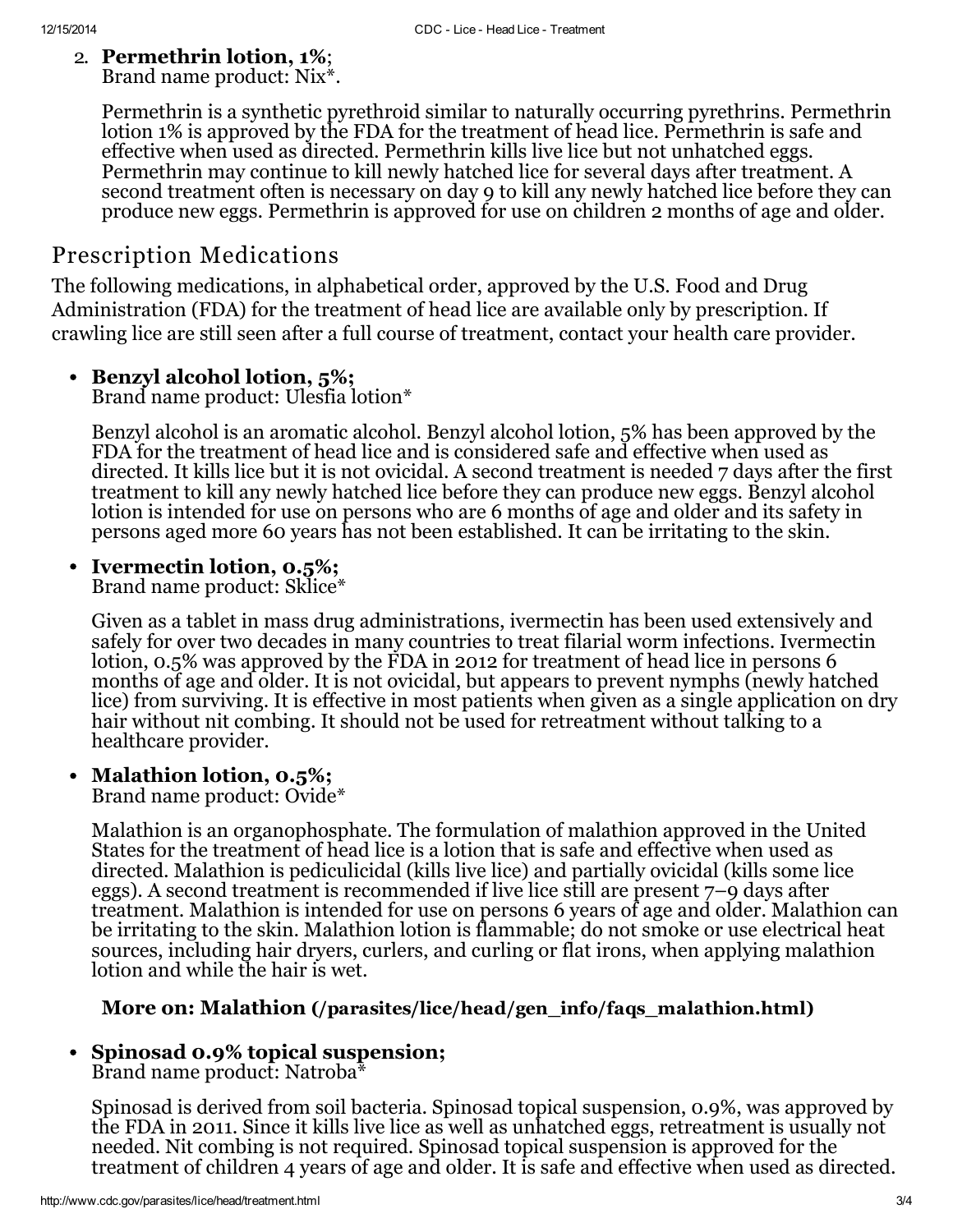2. **Permethrin lotion, 1%**;
   Brand name product: Nix*.

   Permethrin is a synthetic pyrethroid similar to naturally occurring pyrethrins. Permethrin lotion 1% is approved by the FDA for the treatment of head lice. Permethrin is safe and effective when used as directed. Permethrin kills live lice but not unhatched eggs. Permethrin may continue to kill newly hatched lice for several days after treatment. A second treatment often is necessary on day 9 to kill any newly hatched lice before they can produce new eggs. Permethrin is approved for use on children 2 months of age and older.

## Prescription Medications

The following medications, in alphabetical order, approved by the U.S. Food and Drug Administration (FDA) for the treatment of head lice are available only by prescription. If crawling lice are still seen after a full course of treatment, contact your health care provider.

- **Benzyl alcohol lotion, 5%;**
  Brand name product: Ulesfia lotion*

  Benzyl alcohol is an aromatic alcohol. Benzyl alcohol lotion, 5% has been approved by the FDA for the treatment of head lice and is considered safe and effective when used as directed. It kills lice but it is not ovicidal. A second treatment is needed 7 days after the first treatment to kill any newly hatched lice before they can produce new eggs. Benzyl alcohol lotion is intended for use on persons who are 6 months of age and older and its safety in persons aged more 60 years has not been established. It can be irritating to the skin.

- **Ivermectin lotion, 0.5%;**
  Brand name product: Sklice*

  Given as a tablet in mass drug administrations, ivermectin has been used extensively and safely for over two decades in many countries to treat filarial worm infections. Ivermectin lotion, 0.5% was approved by the FDA in 2012 for treatment of head lice in persons 6 months of age and older. It is not ovicidal, but appears to prevent nymphs (newly hatched lice) from surviving. It is effective in most patients when given as a single application on dry hair without nit combing. It should not be used for retreatment without talking to a healthcare provider.

- **Malathion lotion, 0.5%;**
  Brand name product: Ovide*

  Malathion is an organophosphate. The formulation of malathion approved in the United States for the treatment of head lice is a lotion that is safe and effective when used as directed. Malathion is pediculicidal (kills live lice) and partially ovicidal (kills some lice eggs). A second treatment is recommended if live lice still are present 7–9 days after treatment. Malathion is intended for use on persons 6 years of age and older. Malathion can be irritating to the skin. Malathion lotion is flammable; do not smoke or use electrical heat sources, including hair dryers, curlers, and curling or flat irons, when applying malathion lotion and while the hair is wet.

  **More on: Malathion (/parasites/lice/head/gen_info/faqs_malathion.html)**

- **Spinosad 0.9% topical suspension;**
  Brand name product: Natroba*

  Spinosad is derived from soil bacteria. Spinosad topical suspension, 0.9%, was approved by the FDA in 2011. Since it kills live lice as well as unhatched eggs, retreatment is usually not needed. Nit combing is not required. Spinosad topical suspension is approved for the treatment of children 4 years of age and older. It is safe and effective when used as directed.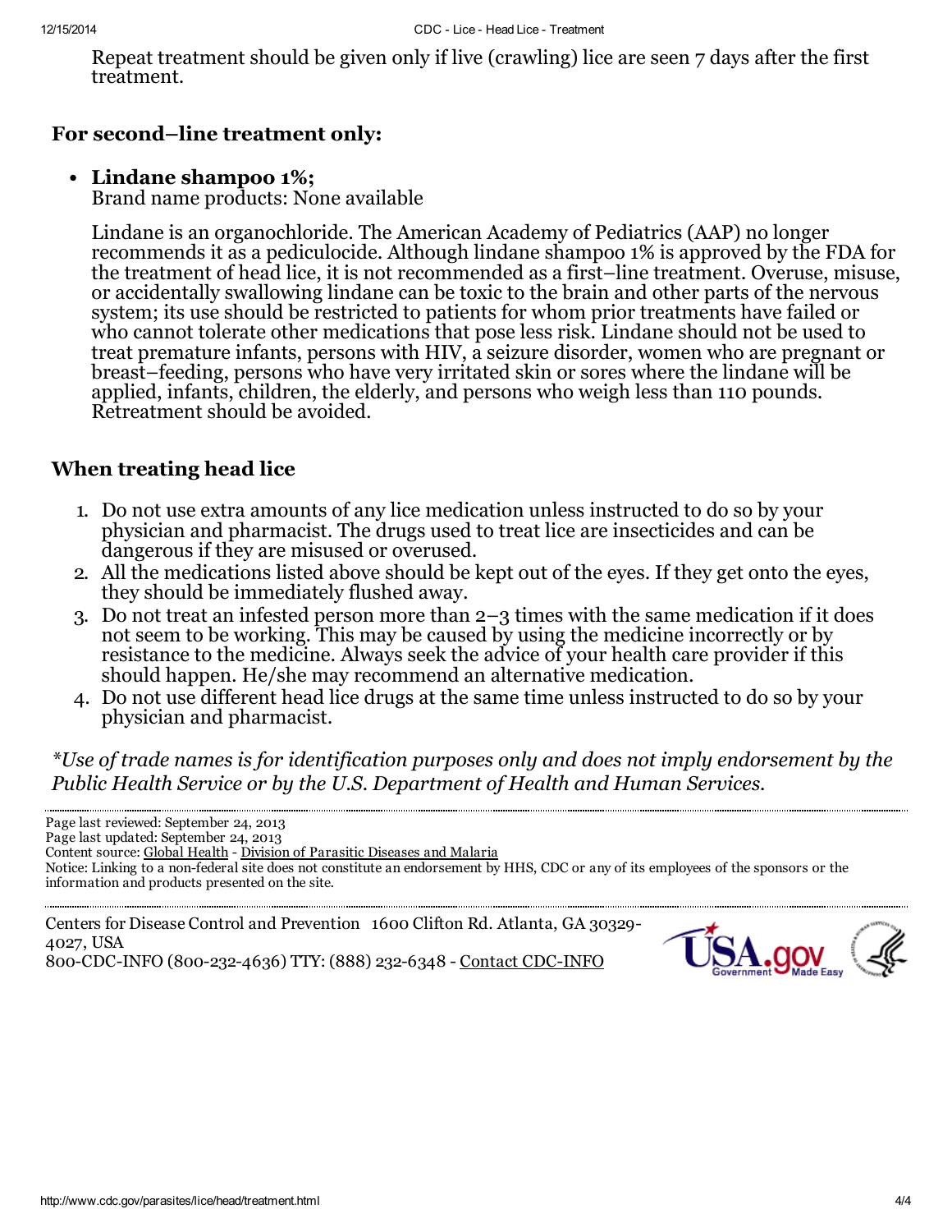Repeat treatment should be given only if live (crawling) lice are seen 7 days after the first treatment.

### For second–line treatment only:

- **Lindane shampoo 1%;**
  Brand name products: None available

  Lindane is an organochloride. The American Academy of Pediatrics (AAP) no longer recommends it as a pediculocide. Although lindane shampoo 1% is approved by the FDA for the treatment of head lice, it is not recommended as a first–line treatment. Overuse, misuse, or accidentally swallowing lindane can be toxic to the brain and other parts of the nervous system; its use should be restricted to patients for whom prior treatments have failed or who cannot tolerate other medications that pose less risk. Lindane should not be used to treat premature infants, persons with HIV, a seizure disorder, women who are pregnant or breast–feeding, persons who have very irritated skin or sores where the lindane will be applied, infants, children, the elderly, and persons who weigh less than 110 pounds. Retreatment should be avoided.

### When treating head lice

1. Do not use extra amounts of any lice medication unless instructed to do so by your physician and pharmacist. The drugs used to treat lice are insecticides and can be dangerous if they are misused or overused.
2. All the medications listed above should be kept out of the eyes. If they get onto the eyes, they should be immediately flushed away.
3. Do not treat an infested person more than 2–3 times with the same medication if it does not seem to be working. This may be caused by using the medicine incorrectly or by resistance to the medicine. Always seek the advice of your health care provider if this should happen. He/she may recommend an alternative medication.
4. Do not use different head lice drugs at the same time unless instructed to do so by your physician and pharmacist.

*\*Use of trade names is for identification purposes only and does not imply endorsement by the Public Health Service or by the U.S. Department of Health and Human Services.*

Page last reviewed: September 24, 2013
Page last updated: September 24, 2013
Content source: Global Health - Division of Parasitic Diseases and Malaria
Notice: Linking to a non-federal site does not constitute an endorsement by HHS, CDC or any of its employees of the sponsors or the information and products presented on the site.

Centers for Disease Control and Prevention 1600 Clifton Rd. Atlanta, GA 30329-4027, USA
800-CDC-INFO (800-232-4636) TTY: (888) 232-6348 - Contact CDC-INFO